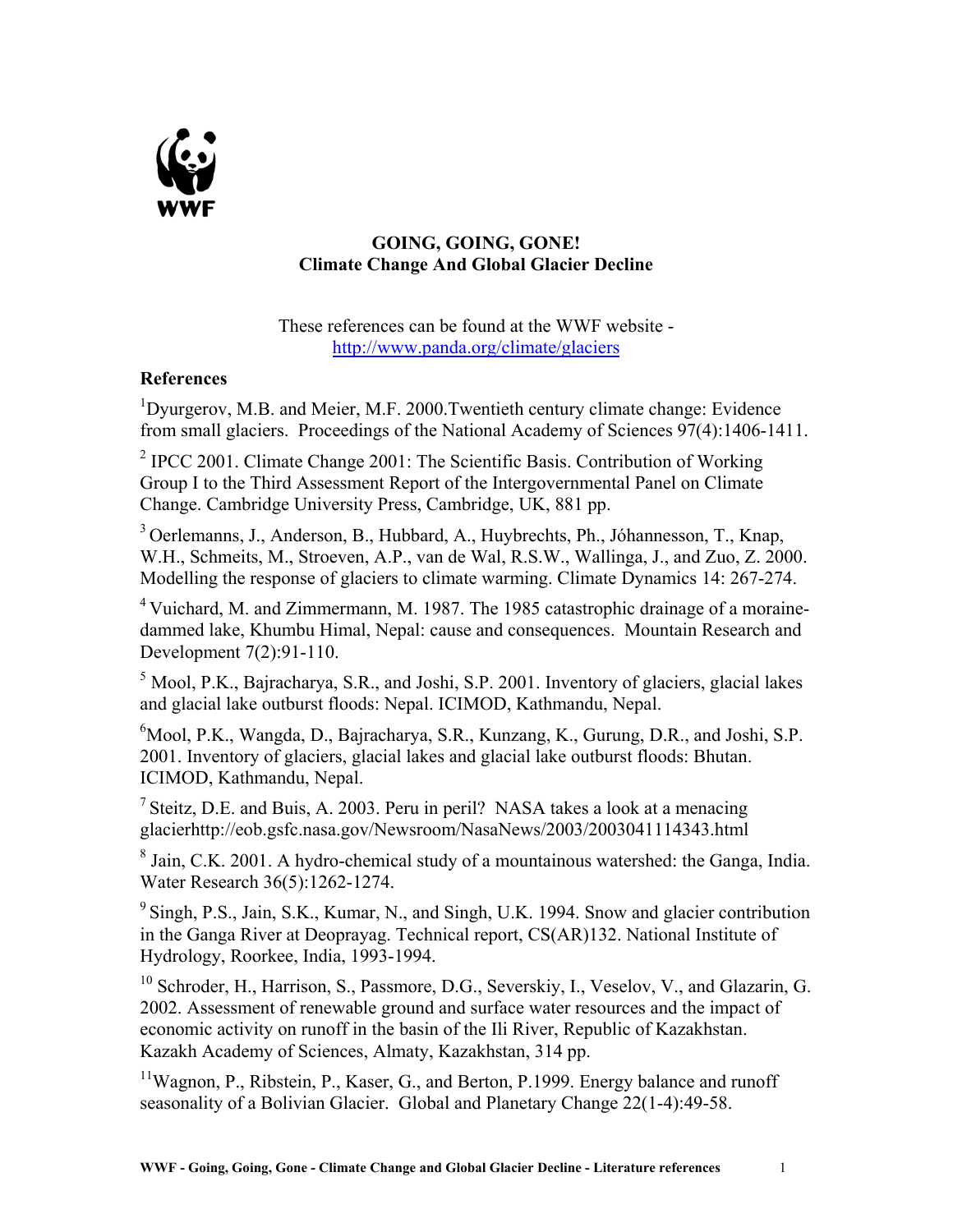**WWF**

# GOING, GOING, GONE!
## Climate Change And Global Glacier Decline

These references can be found at the WWF website - http://www.panda.org/climate/glaciers

### References

[1]Dyurgerov, M.B. and Meier, M.F. 2000.Twentieth century climate change: Evidence from small glaciers. Proceedings of the National Academy of Sciences 97(4):1406-1411.

[2] IPCC 2001. Climate Change 2001: The Scientific Basis. Contribution of Working Group I to the Third Assessment Report of the Intergovernmental Panel on Climate Change. Cambridge University Press, Cambridge, UK, 881 pp.

[3] Oerlemanns, J., Anderson, B., Hubbard, A., Huybrechts, Ph., Jóhannesson, T., Knap, W.H., Schmeits, M., Stroeven, A.P., van de Wal, R.S.W., Wallinga, J., and Zuo, Z. 2000. Modelling the response of glaciers to climate warming. Climate Dynamics 14: 267-274.

[4] Vuichard, M. and Zimmermann, M. 1987. The 1985 catastrophic drainage of a moraine-dammed lake, Khumbu Himal, Nepal: cause and consequences. Mountain Research and Development 7(2):91-110.

[5] Mool, P.K., Bajracharya, S.R., and Joshi, S.P. 2001. Inventory of glaciers, glacial lakes and glacial lake outburst floods: Nepal. ICIMOD, Kathmandu, Nepal.

[6]Mool, P.K., Wangda, D., Bajracharya, S.R., Kunzang, K., Gurung, D.R., and Joshi, S.P. 2001. Inventory of glaciers, glacial lakes and glacial lake outburst floods: Bhutan. ICIMOD, Kathmandu, Nepal.

[7] Steitz, D.E. and Buis, A. 2003. Peru in peril? NASA takes a look at a menacing glacierhttp://eob.gsfc.nasa.gov/Newsroom/NasaNews/2003/2003041114343.html

[8] Jain, C.K. 2001. A hydro-chemical study of a mountainous watershed: the Ganga, India. Water Research 36(5):1262-1274.

[9] Singh, P.S., Jain, S.K., Kumar, N., and Singh, U.K. 1994. Snow and glacier contribution in the Ganga River at Deoprayag. Technical report, CS(AR)132. National Institute of Hydrology, Roorkee, India, 1993-1994.

[10] Schroder, H., Harrison, S., Passmore, D.G., Severskiy, I., Veselov, V., and Glazarin, G. 2002. Assessment of renewable ground and surface water resources and the impact of economic activity on runoff in the basin of the Ili River, Republic of Kazakhstan. Kazakh Academy of Sciences, Almaty, Kazakhstan, 314 pp.

[11]Wagnon, P., Ribstein, P., Kaser, G., and Berton, P.1999. Energy balance and runoff seasonality of a Bolivian Glacier. Global and Planetary Change 22(1-4):49-58.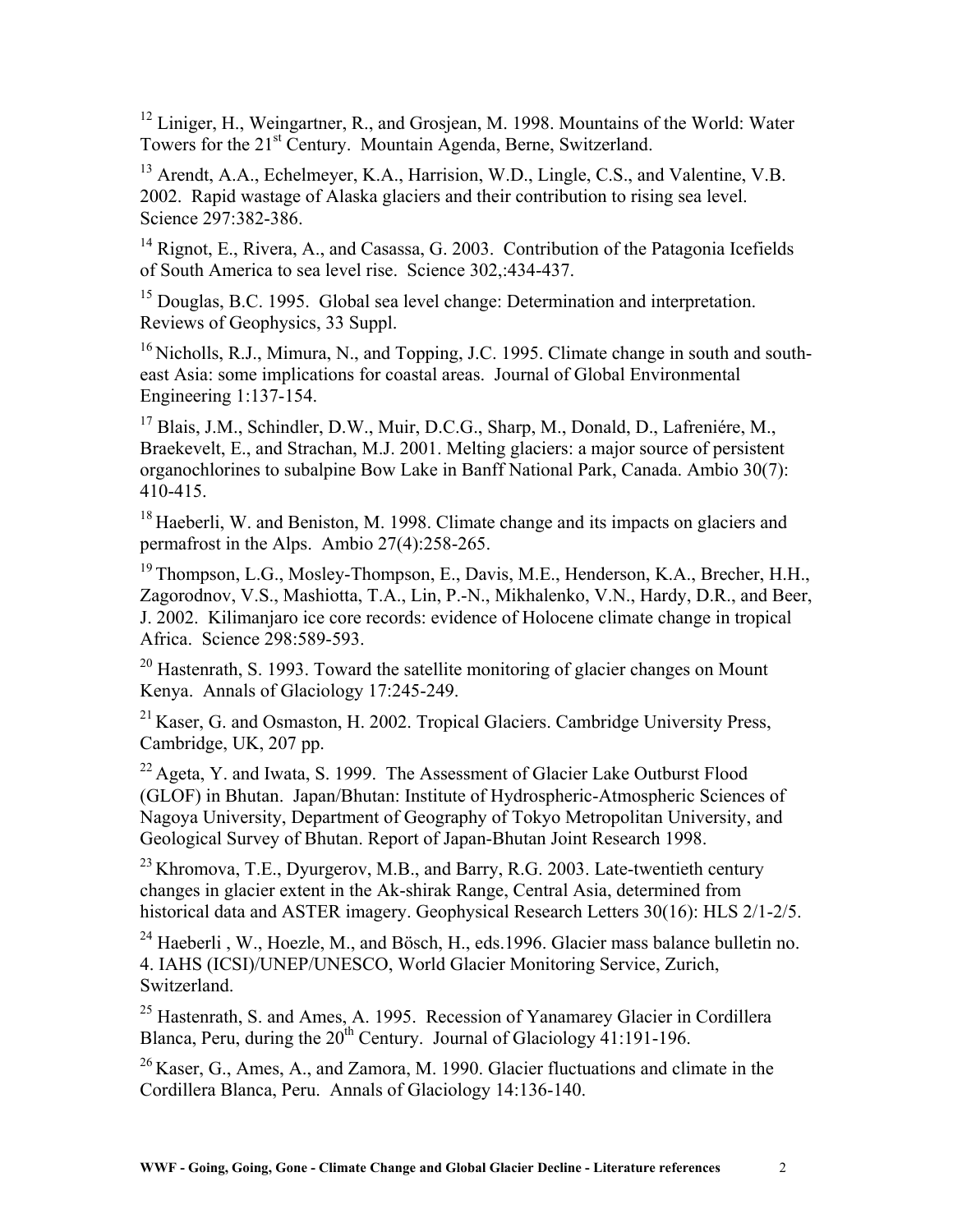[12] Liniger, H., Weingartner, R., and Grosjean, M. 1998. Mountains of the World: Water Towers for the 21st Century. Mountain Agenda, Berne, Switzerland.

[13] Arendt, A.A., Echelmeyer, K.A., Harrision, W.D., Lingle, C.S., and Valentine, V.B. 2002. Rapid wastage of Alaska glaciers and their contribution to rising sea level. Science 297:382-386.

[14] Rignot, E., Rivera, A., and Casassa, G. 2003. Contribution of the Patagonia Icefields of South America to sea level rise. Science 302,:434-437.

[15] Douglas, B.C. 1995. Global sea level change: Determination and interpretation. Reviews of Geophysics, 33 Suppl.

[16] Nicholls, R.J., Mimura, N., and Topping, J.C. 1995. Climate change in south and south-east Asia: some implications for coastal areas. Journal of Global Environmental Engineering 1:137-154.

[17] Blais, J.M., Schindler, D.W., Muir, D.C.G., Sharp, M., Donald, D., Lafreniére, M., Braekevelt, E., and Strachan, M.J. 2001. Melting glaciers: a major source of persistent organochlorines to subalpine Bow Lake in Banff National Park, Canada. Ambio 30(7): 410-415.

[18] Haeberli, W. and Beniston, M. 1998. Climate change and its impacts on glaciers and permafrost in the Alps. Ambio 27(4):258-265.

[19] Thompson, L.G., Mosley-Thompson, E., Davis, M.E., Henderson, K.A., Brecher, H.H., Zagorodnov, V.S., Mashiotta, T.A., Lin, P.-N., Mikhalenko, V.N., Hardy, D.R., and Beer, J. 2002. Kilimanjaro ice core records: evidence of Holocene climate change in tropical Africa. Science 298:589-593.

[20] Hastenrath, S. 1993. Toward the satellite monitoring of glacier changes on Mount Kenya. Annals of Glaciology 17:245-249.

[21] Kaser, G. and Osmaston, H. 2002. Tropical Glaciers. Cambridge University Press, Cambridge, UK, 207 pp.

[22] Ageta, Y. and Iwata, S. 1999. The Assessment of Glacier Lake Outburst Flood (GLOF) in Bhutan. Japan/Bhutan: Institute of Hydrospheric-Atmospheric Sciences of Nagoya University, Department of Geography of Tokyo Metropolitan University, and Geological Survey of Bhutan. Report of Japan-Bhutan Joint Research 1998.

[23] Khromova, T.E., Dyurgerov, M.B., and Barry, R.G. 2003. Late-twentieth century changes in glacier extent in the Ak-shirak Range, Central Asia, determined from historical data and ASTER imagery. Geophysical Research Letters 30(16): HLS 2/1-2/5.

[24] Haeberli , W., Hoezle, M., and Bösch, H., eds.1996. Glacier mass balance bulletin no. 4. IAHS (ICSI)/UNEP/UNESCO, World Glacier Monitoring Service, Zurich, Switzerland.

[25] Hastenrath, S. and Ames, A. 1995. Recession of Yanamarey Glacier in Cordillera Blanca, Peru, during the 20th Century. Journal of Glaciology 41:191-196.

[26] Kaser, G., Ames, A., and Zamora, M. 1990. Glacier fluctuations and climate in the Cordillera Blanca, Peru. Annals of Glaciology 14:136-140.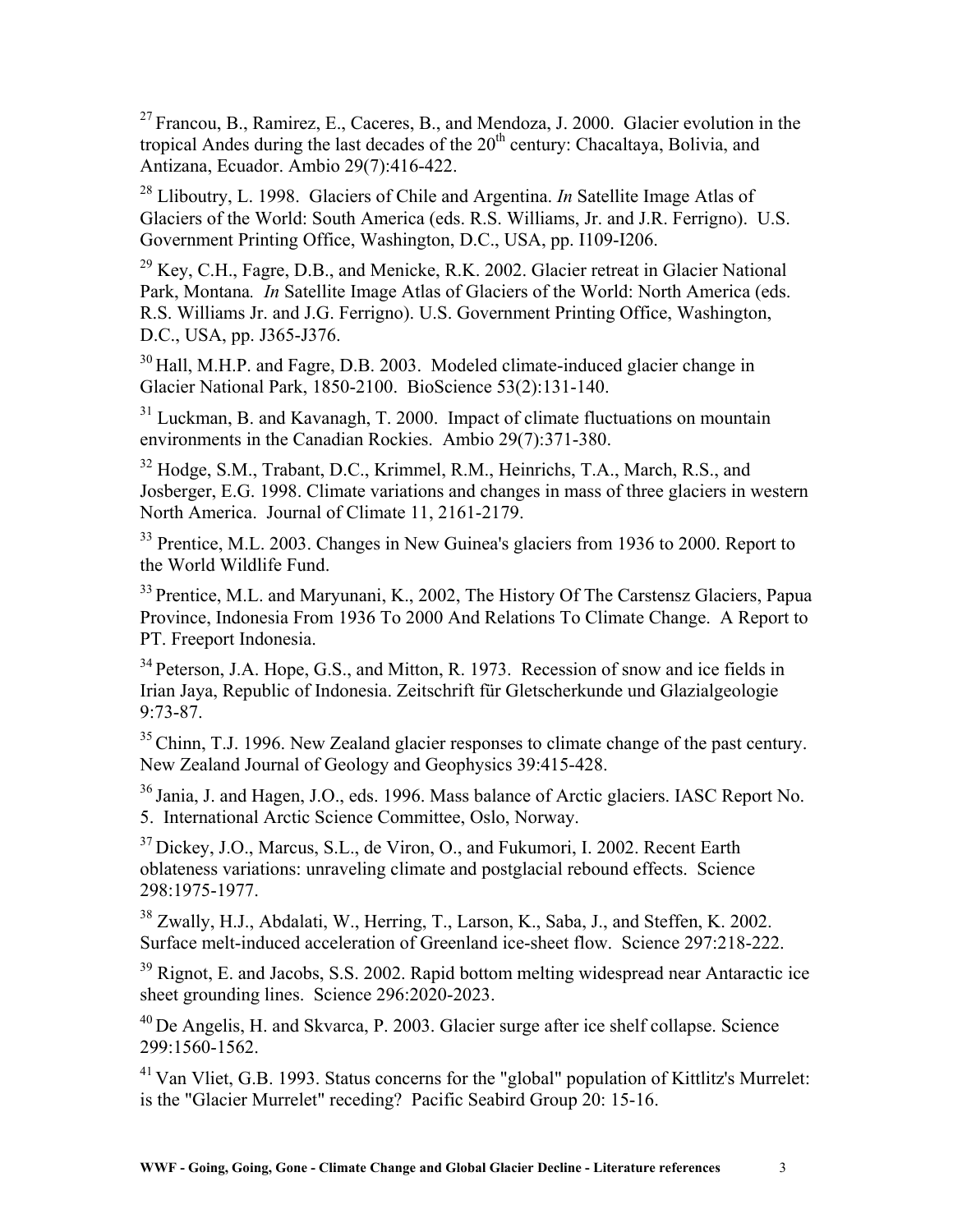[27] Francou, B., Ramirez, E., Caceres, B., and Mendoza, J. 2000. Glacier evolution in the tropical Andes during the last decades of the 20th century: Chacaltaya, Bolivia, and Antizana, Ecuador. Ambio 29(7):416-422.

[28] Lliboutry, L. 1998. Glaciers of Chile and Argentina. *In* Satellite Image Atlas of Glaciers of the World: South America (eds. R.S. Williams, Jr. and J.R. Ferrigno). U.S. Government Printing Office, Washington, D.C., USA, pp. I109-I206.

[29] Key, C.H., Fagre, D.B., and Menicke, R.K. 2002. Glacier retreat in Glacier National Park, Montana. *In* Satellite Image Atlas of Glaciers of the World: North America (eds. R.S. Williams Jr. and J.G. Ferrigno). U.S. Government Printing Office, Washington, D.C., USA, pp. J365-J376.

[30] Hall, M.H.P. and Fagre, D.B. 2003. Modeled climate-induced glacier change in Glacier National Park, 1850-2100. BioScience 53(2):131-140.

[31] Luckman, B. and Kavanagh, T. 2000. Impact of climate fluctuations on mountain environments in the Canadian Rockies. Ambio 29(7):371-380.

[32] Hodge, S.M., Trabant, D.C., Krimmel, R.M., Heinrichs, T.A., March, R.S., and Josberger, E.G. 1998. Climate variations and changes in mass of three glaciers in western North America. Journal of Climate 11, 2161-2179.

[33] Prentice, M.L. 2003. Changes in New Guinea's glaciers from 1936 to 2000. Report to the World Wildlife Fund.

[33] Prentice, M.L. and Maryunani, K., 2002, The History Of The Carstensz Glaciers, Papua Province, Indonesia From 1936 To 2000 And Relations To Climate Change. A Report to PT. Freeport Indonesia.

[34] Peterson, J.A. Hope, G.S., and Mitton, R. 1973. Recession of snow and ice fields in Irian Jaya, Republic of Indonesia. Zeitschrift für Gletscherkunde und Glazialgeologie 9:73-87.

[35] Chinn, T.J. 1996. New Zealand glacier responses to climate change of the past century. New Zealand Journal of Geology and Geophysics 39:415-428.

[36] Jania, J. and Hagen, J.O., eds. 1996. Mass balance of Arctic glaciers. IASC Report No. 5. International Arctic Science Committee, Oslo, Norway.

[37] Dickey, J.O., Marcus, S.L., de Viron, O., and Fukumori, I. 2002. Recent Earth oblateness variations: unraveling climate and postglacial rebound effects. Science 298:1975-1977.

[38] Zwally, H.J., Abdalati, W., Herring, T., Larson, K., Saba, J., and Steffen, K. 2002. Surface melt-induced acceleration of Greenland ice-sheet flow. Science 297:218-222.

[39] Rignot, E. and Jacobs, S.S. 2002. Rapid bottom melting widespread near Antaractic ice sheet grounding lines. Science 296:2020-2023.

[40] De Angelis, H. and Skvarca, P. 2003. Glacier surge after ice shelf collapse. Science 299:1560-1562.

[41] Van Vliet, G.B. 1993. Status concerns for the "global" population of Kittlitz's Murrelet: is the "Glacier Murrelet" receding? Pacific Seabird Group 20: 15-16.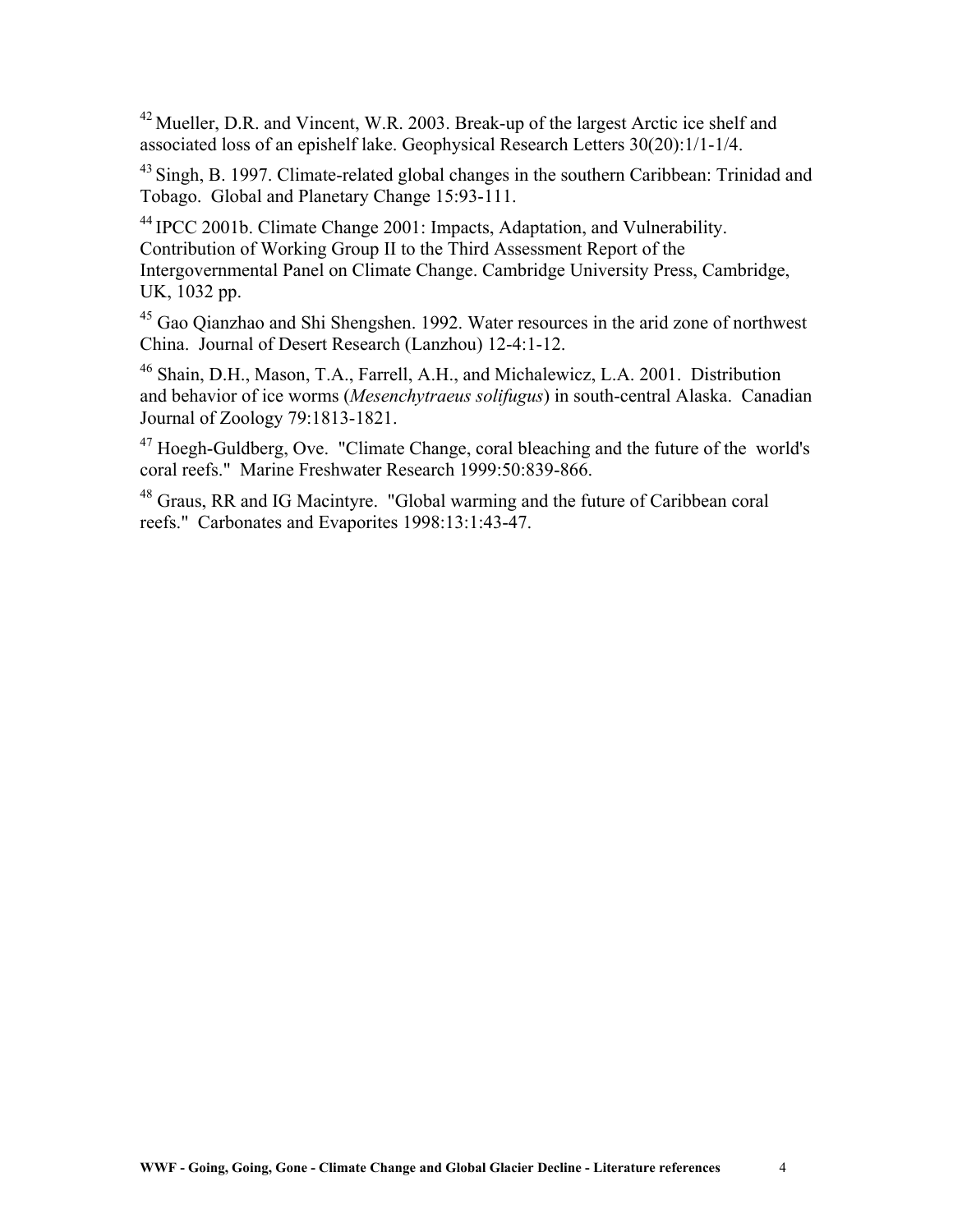[42] Mueller, D.R. and Vincent, W.R. 2003. Break-up of the largest Arctic ice shelf and associated loss of an epishelf lake. Geophysical Research Letters 30(20):1/1-1/4.

[43] Singh, B. 1997. Climate-related global changes in the southern Caribbean: Trinidad and Tobago. Global and Planetary Change 15:93-111.

[44] IPCC 2001b. Climate Change 2001: Impacts, Adaptation, and Vulnerability. Contribution of Working Group II to the Third Assessment Report of the Intergovernmental Panel on Climate Change. Cambridge University Press, Cambridge, UK, 1032 pp.

[45] Gao Qianzhao and Shi Shengshen. 1992. Water resources in the arid zone of northwest China. Journal of Desert Research (Lanzhou) 12-4:1-12.

[46] Shain, D.H., Mason, T.A., Farrell, A.H., and Michalewicz, L.A. 2001. Distribution and behavior of ice worms (*Mesenchytraeus solifugus*) in south-central Alaska. Canadian Journal of Zoology 79:1813-1821.

[47] Hoegh-Guldberg, Ove. "Climate Change, coral bleaching and the future of the world's coral reefs." Marine Freshwater Research 1999:50:839-866.

[48] Graus, RR and IG Macintyre. "Global warming and the future of Caribbean coral reefs." Carbonates and Evaporites 1998:13:1:43-47.